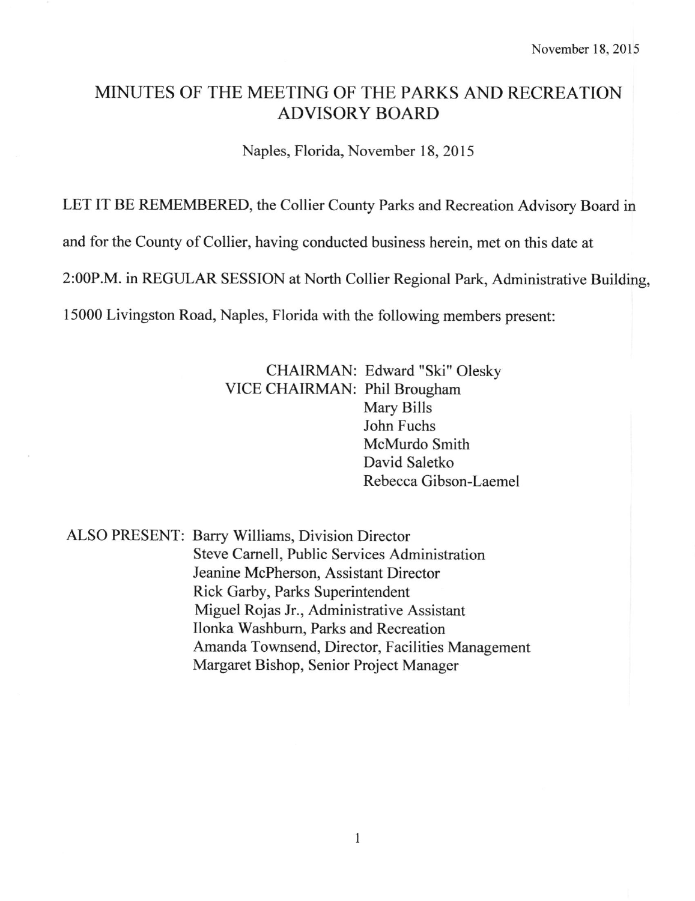November 18, 2015

# MINUTES OF THE MEETING OF THE PARKS AND RECREATION ADVISORY BOARD

Naples, Florida, November 18, 2015

LET IT BE REMEMBERED, the Collier County Parks and Recreation Advisory Board in and for the County of Collier, having conducted business herein, met on this date at 2:00P.M. in REGULAR SESSION at North Collier Regional Park, Administrative Building, 15000 Livingston Road, Naples, Florida with the following members present:

CHAIRMAN: Edward "Ski" Olesky
VICE CHAIRMAN: Phil Brougham
Mary Bills
John Fuchs
McMurdo Smith
David Saletko
Rebecca Gibson-Laemel

ALSO PRESENT: Barry Williams, Division Director
Steve Carnell, Public Services Administration
Jeanine McPherson, Assistant Director
Rick Garby, Parks Superintendent
Miguel Rojas Jr., Administrative Assistant
Ilonka Washburn, Parks and Recreation
Amanda Townsend, Director, Facilities Management
Margaret Bishop, Senior Project Manager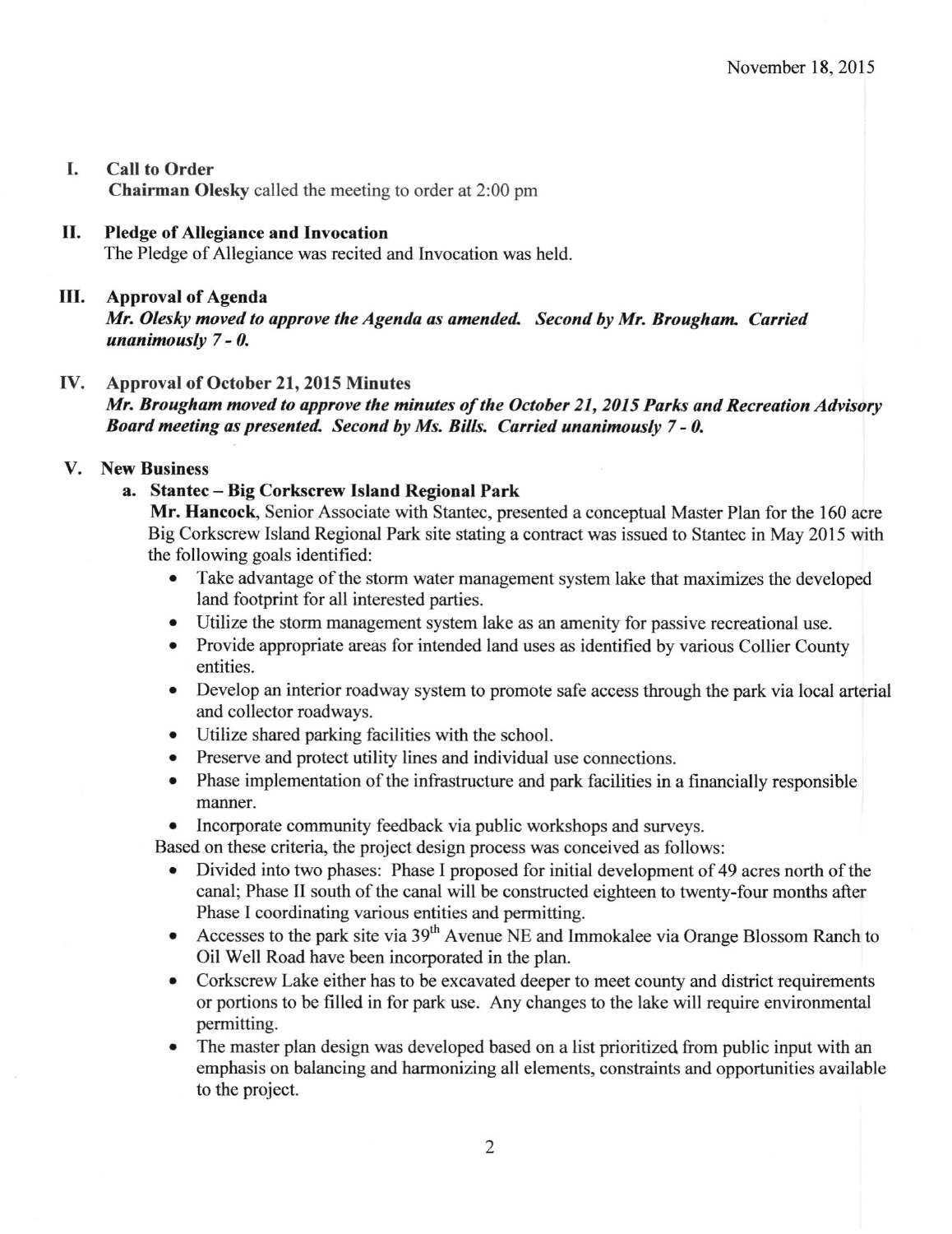November 18, 2015

## I. Call to Order

**Chairman Olesky** called the meeting to order at 2:00 pm

## II. Pledge of Allegiance and Invocation

The Pledge of Allegiance was recited and Invocation was held.

## III. Approval of Agenda

***Mr. Olesky moved to approve the Agenda as amended. Second by Mr. Brougham. Carried unanimously 7 - 0.***

## IV. Approval of October 21, 2015 Minutes

***Mr. Brougham moved to approve the minutes of the October 21, 2015 Parks and Recreation Advisory Board meeting as presented. Second by Ms. Bills. Carried unanimously 7 - 0.***

## V. New Business

### a. Stantec – Big Corkscrew Island Regional Park

**Mr. Hancock**, Senior Associate with Stantec, presented a conceptual Master Plan for the 160 acre Big Corkscrew Island Regional Park site stating a contract was issued to Stantec in May 2015 with the following goals identified:

- Take advantage of the storm water management system lake that maximizes the developed land footprint for all interested parties.
- Utilize the storm management system lake as an amenity for passive recreational use.
- Provide appropriate areas for intended land uses as identified by various Collier County entities.
- Develop an interior roadway system to promote safe access through the park via local arterial and collector roadways.
- Utilize shared parking facilities with the school.
- Preserve and protect utility lines and individual use connections.
- Phase implementation of the infrastructure and park facilities in a financially responsible manner.
- Incorporate community feedback via public workshops and surveys.

Based on these criteria, the project design process was conceived as follows:

- Divided into two phases: Phase I proposed for initial development of 49 acres north of the canal; Phase II south of the canal will be constructed eighteen to twenty-four months after Phase I coordinating various entities and permitting.
- Accesses to the park site via 39th Avenue NE and Immokalee via Orange Blossom Ranch to Oil Well Road have been incorporated in the plan.
- Corkscrew Lake either has to be excavated deeper to meet county and district requirements or portions to be filled in for park use. Any changes to the lake will require environmental permitting.
- The master plan design was developed based on a list prioritized from public input with an emphasis on balancing and harmonizing all elements, constraints and opportunities available to the project.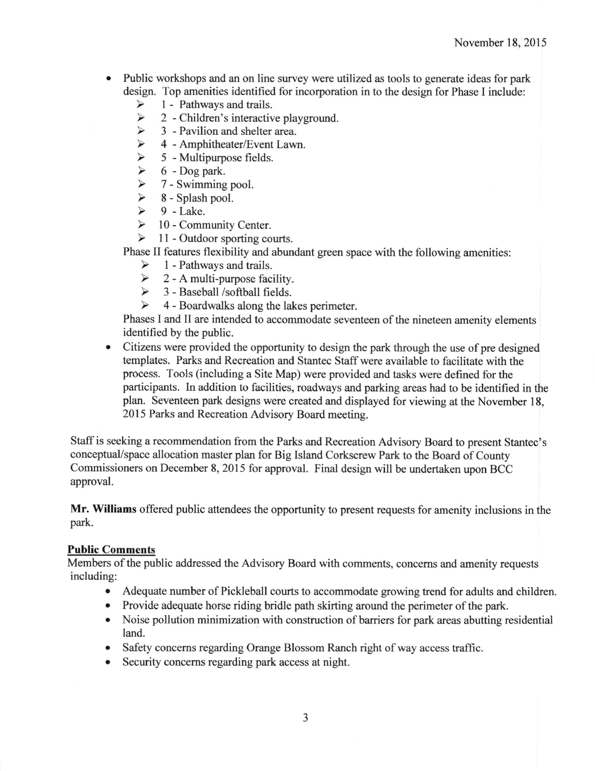- Public workshops and an on line survey were utilized as tools to generate ideas for park design. Top amenities identified for incorporation in to the design for Phase I include:
  - 1 - Pathways and trails.
  - 2 - Children's interactive playground.
  - 3 - Pavilion and shelter area.
  - 4 - Amphitheater/Event Lawn.
  - 5 - Multipurpose fields.
  - 6 - Dog park.
  - 7 - Swimming pool.
  - 8 - Splash pool.
  - 9 - Lake.
  - 10 - Community Center.
  - 11 - Outdoor sporting courts.

  Phase II features flexibility and abundant green space with the following amenities:
  - 1 - Pathways and trails.
  - 2 - A multi-purpose facility.
  - 3 - Baseball /softball fields.
  - 4 - Boardwalks along the lakes perimeter.

  Phases I and II are intended to accommodate seventeen of the nineteen amenity elements identified by the public.
- Citizens were provided the opportunity to design the park through the use of pre designed templates. Parks and Recreation and Stantec Staff were available to facilitate with the process. Tools (including a Site Map) were provided and tasks were defined for the participants. In addition to facilities, roadways and parking areas had to be identified in the plan. Seventeen park designs were created and displayed for viewing at the November 18, 2015 Parks and Recreation Advisory Board meeting.

Staff is seeking a recommendation from the Parks and Recreation Advisory Board to present Stantec's conceptual/space allocation master plan for Big Island Corkscrew Park to the Board of County Commissioners on December 8, 2015 for approval. Final design will be undertaken upon BCC approval.

**Mr. Williams** offered public attendees the opportunity to present requests for amenity inclusions in the park.

## Public Comments

Members of the public addressed the Advisory Board with comments, concerns and amenity requests including:

- Adequate number of Pickleball courts to accommodate growing trend for adults and children.
- Provide adequate horse riding bridle path skirting around the perimeter of the park.
- Noise pollution minimization with construction of barriers for park areas abutting residential land.
- Safety concerns regarding Orange Blossom Ranch right of way access traffic.
- Security concerns regarding park access at night.